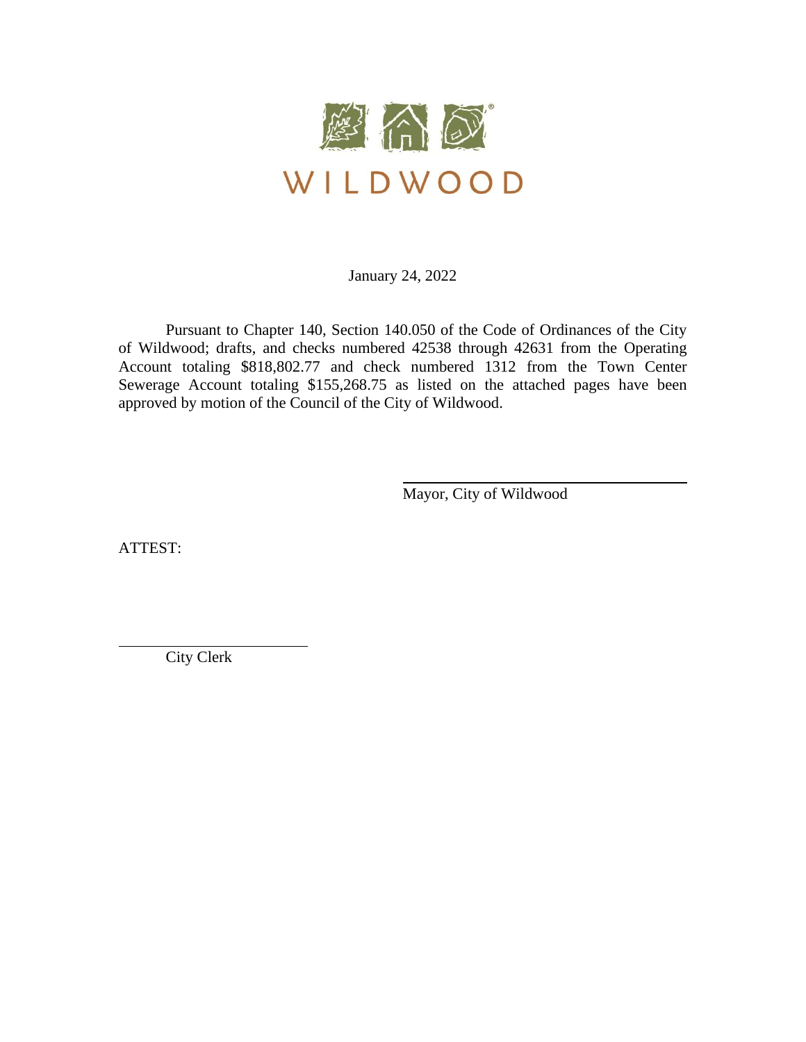WILDWOOD

January 24, 2022

Pursuant to Chapter 140, Section 140.050 of the Code of Ordinances of the City of Wildwood; drafts, and checks numbered 42538 through 42631 from the Operating Account totaling $818,802.77 and check numbered 1312 from the Town Center Sewerage Account totaling $155,268.75 as listed on the attached pages have been approved by motion of the Council of the City of Wildwood.

_______________________________
Mayor, City of Wildwood

ATTEST:

_______________________________
City Clerk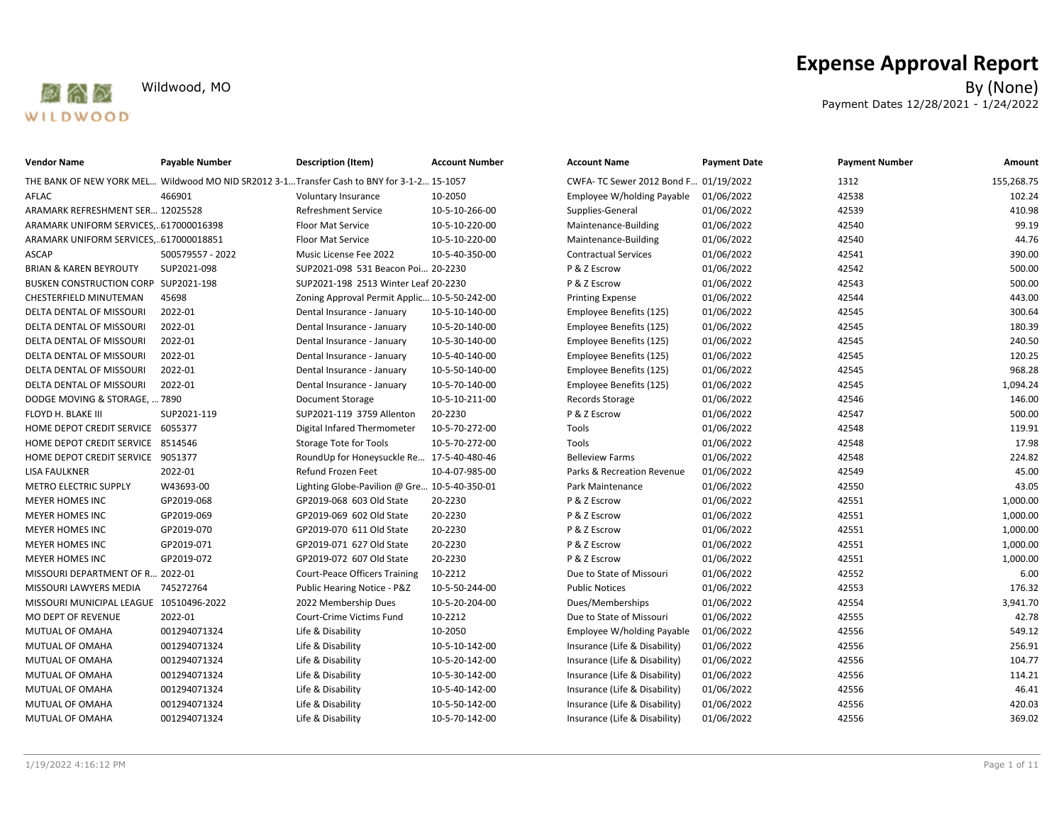# Expense Approval Report

Wildwood, MO

By (None)

Payment Dates 12/28/2021 - 1/24/2022

| Vendor Name | Payable Number | Description (Item) | Account Number | Account Name | Payment Date | Payment Number | Amount |
|---|---|---|---|---|---|---|---|
| THE BANK OF NEW YORK MEL... | Wildwood MO NID SR2012 3-1... | Transfer Cash to BNY for 3-1-2... | 15-1057 | CWFA- TC Sewer 2012 Bond F... | 01/19/2022 | 1312 | 155,268.75 |
| AFLAC | 466901 | Voluntary Insurance | 10-2050 | Employee W/holding Payable | 01/06/2022 | 42538 | 102.24 |
| ARAMARK REFRESHMENT SER... | 12025528 | Refreshment Service | 10-5-10-266-00 | Supplies-General | 01/06/2022 | 42539 | 410.98 |
| ARAMARK UNIFORM SERVICES,... | 617000016398 | Floor Mat Service | 10-5-10-220-00 | Maintenance-Building | 01/06/2022 | 42540 | 99.19 |
| ARAMARK UNIFORM SERVICES,... | 617000018851 | Floor Mat Service | 10-5-10-220-00 | Maintenance-Building | 01/06/2022 | 42540 | 44.76 |
| ASCAP | 500579557 - 2022 | Music License Fee 2022 | 10-5-40-350-00 | Contractual Services | 01/06/2022 | 42541 | 390.00 |
| BRIAN & KAREN BEYROUTY | SUP2021-098 | SUP2021-098 531 Beacon Poi... | 20-2230 | P & Z Escrow | 01/06/2022 | 42542 | 500.00 |
| BUSKEN CONSTRUCTION CORP | SUP2021-198 | SUP2021-198 2513 Winter Leaf | 20-2230 | P & Z Escrow | 01/06/2022 | 42543 | 500.00 |
| CHESTERFIELD MINUTEMAN | 45698 | Zoning Approval Permit Applic... | 10-5-50-242-00 | Printing Expense | 01/06/2022 | 42544 | 443.00 |
| DELTA DENTAL OF MISSOURI | 2022-01 | Dental Insurance - January | 10-5-10-140-00 | Employee Benefits (125) | 01/06/2022 | 42545 | 300.64 |
| DELTA DENTAL OF MISSOURI | 2022-01 | Dental Insurance - January | 10-5-20-140-00 | Employee Benefits (125) | 01/06/2022 | 42545 | 180.39 |
| DELTA DENTAL OF MISSOURI | 2022-01 | Dental Insurance - January | 10-5-30-140-00 | Employee Benefits (125) | 01/06/2022 | 42545 | 240.50 |
| DELTA DENTAL OF MISSOURI | 2022-01 | Dental Insurance - January | 10-5-40-140-00 | Employee Benefits (125) | 01/06/2022 | 42545 | 120.25 |
| DELTA DENTAL OF MISSOURI | 2022-01 | Dental Insurance - January | 10-5-50-140-00 | Employee Benefits (125) | 01/06/2022 | 42545 | 968.28 |
| DELTA DENTAL OF MISSOURI | 2022-01 | Dental Insurance - January | 10-5-70-140-00 | Employee Benefits (125) | 01/06/2022 | 42545 | 1,094.24 |
| DODGE MOVING & STORAGE, ... | 7890 | Document Storage | 10-5-10-211-00 | Records Storage | 01/06/2022 | 42546 | 146.00 |
| FLOYD H. BLAKE III | SUP2021-119 | SUP2021-119 3759 Allenton | 20-2230 | P & Z Escrow | 01/06/2022 | 42547 | 500.00 |
| HOME DEPOT CREDIT SERVICE | 6055377 | Digital Infared Thermometer | 10-5-70-272-00 | Tools | 01/06/2022 | 42548 | 119.91 |
| HOME DEPOT CREDIT SERVICE | 8514546 | Storage Tote for Tools | 10-5-70-272-00 | Tools | 01/06/2022 | 42548 | 17.98 |
| HOME DEPOT CREDIT SERVICE | 9051377 | RoundUp for Honeysuckle Re... | 17-5-40-480-46 | Belleview Farms | 01/06/2022 | 42548 | 224.82 |
| LISA FAULKNER | 2022-01 | Refund Frozen Feet | 10-4-07-985-00 | Parks & Recreation Revenue | 01/06/2022 | 42549 | 45.00 |
| METRO ELECTRIC SUPPLY | W43693-00 | Lighting Globe-Pavilion @ Gre... | 10-5-40-350-01 | Park Maintenance | 01/06/2022 | 42550 | 43.05 |
| MEYER HOMES INC | GP2019-068 | GP2019-068 603 Old State | 20-2230 | P & Z Escrow | 01/06/2022 | 42551 | 1,000.00 |
| MEYER HOMES INC | GP2019-069 | GP2019-069 602 Old State | 20-2230 | P & Z Escrow | 01/06/2022 | 42551 | 1,000.00 |
| MEYER HOMES INC | GP2019-070 | GP2019-070 611 Old State | 20-2230 | P & Z Escrow | 01/06/2022 | 42551 | 1,000.00 |
| MEYER HOMES INC | GP2019-071 | GP2019-071 627 Old State | 20-2230 | P & Z Escrow | 01/06/2022 | 42551 | 1,000.00 |
| MEYER HOMES INC | GP2019-072 | GP2019-072 607 Old State | 20-2230 | P & Z Escrow | 01/06/2022 | 42551 | 1,000.00 |
| MISSOURI DEPARTMENT OF R... | 2022-01 | Court-Peace Officers Training | 10-2212 | Due to State of Missouri | 01/06/2022 | 42552 | 6.00 |
| MISSOURI LAWYERS MEDIA | 745272764 | Public Hearing Notice - P&Z | 10-5-50-244-00 | Public Notices | 01/06/2022 | 42553 | 176.32 |
| MISSOURI MUNICIPAL LEAGUE | 10510496-2022 | 2022 Membership Dues | 10-5-20-204-00 | Dues/Memberships | 01/06/2022 | 42554 | 3,941.70 |
| MO DEPT OF REVENUE | 2022-01 | Court-Crime Victims Fund | 10-2212 | Due to State of Missouri | 01/06/2022 | 42555 | 42.78 |
| MUTUAL OF OMAHA | 001294071324 | Life & Disability | 10-2050 | Employee W/holding Payable | 01/06/2022 | 42556 | 549.12 |
| MUTUAL OF OMAHA | 001294071324 | Life & Disability | 10-5-10-142-00 | Insurance (Life & Disability) | 01/06/2022 | 42556 | 256.91 |
| MUTUAL OF OMAHA | 001294071324 | Life & Disability | 10-5-20-142-00 | Insurance (Life & Disability) | 01/06/2022 | 42556 | 104.77 |
| MUTUAL OF OMAHA | 001294071324 | Life & Disability | 10-5-30-142-00 | Insurance (Life & Disability) | 01/06/2022 | 42556 | 114.21 |
| MUTUAL OF OMAHA | 001294071324 | Life & Disability | 10-5-40-142-00 | Insurance (Life & Disability) | 01/06/2022 | 42556 | 46.41 |
| MUTUAL OF OMAHA | 001294071324 | Life & Disability | 10-5-50-142-00 | Insurance (Life & Disability) | 01/06/2022 | 42556 | 420.03 |
| MUTUAL OF OMAHA | 001294071324 | Life & Disability | 10-5-70-142-00 | Insurance (Life & Disability) | 01/06/2022 | 42556 | 369.02 |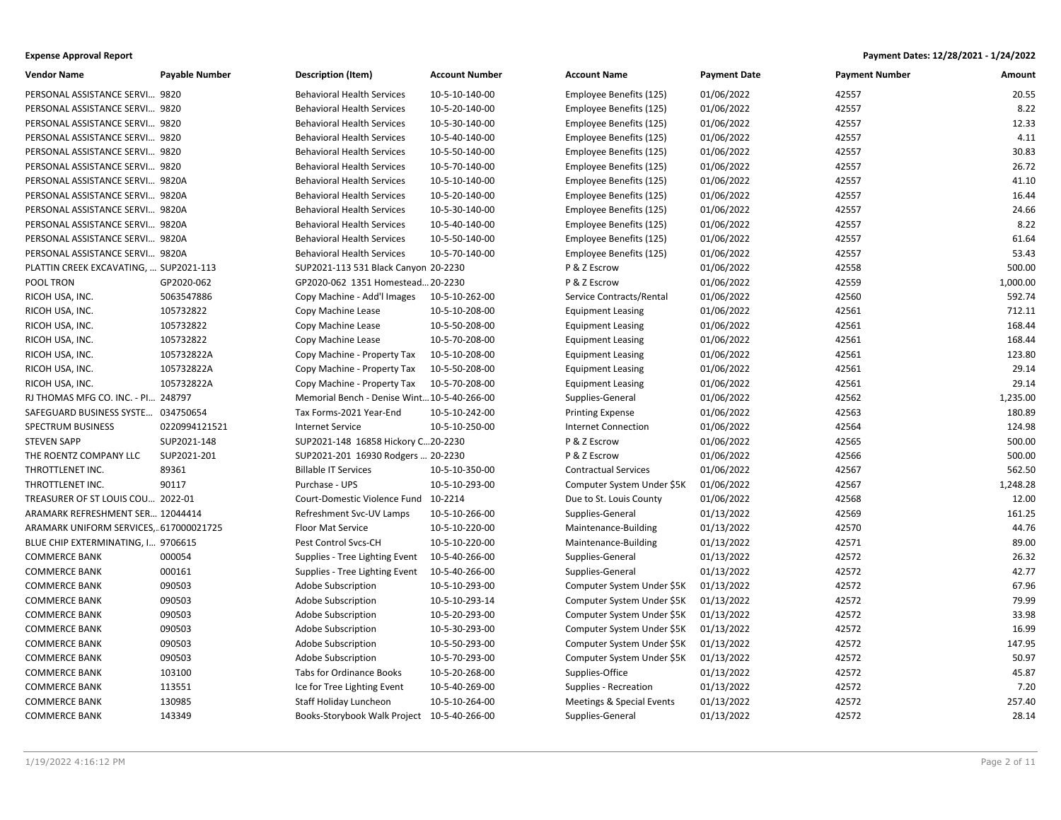**Expense Approval Report**

**Payment Dates: 12/28/2021 - 1/24/2022**

| Vendor Name | Payable Number | Description (Item) | Account Number | Account Name | Payment Date | Payment Number | Amount |
|---|---|---|---|---|---|---|---|
| PERSONAL ASSISTANCE SERVI... | 9820 | Behavioral Health Services | 10-5-10-140-00 | Employee Benefits (125) | 01/06/2022 | 42557 | 20.55 |
| PERSONAL ASSISTANCE SERVI... | 9820 | Behavioral Health Services | 10-5-20-140-00 | Employee Benefits (125) | 01/06/2022 | 42557 | 8.22 |
| PERSONAL ASSISTANCE SERVI... | 9820 | Behavioral Health Services | 10-5-30-140-00 | Employee Benefits (125) | 01/06/2022 | 42557 | 12.33 |
| PERSONAL ASSISTANCE SERVI... | 9820 | Behavioral Health Services | 10-5-40-140-00 | Employee Benefits (125) | 01/06/2022 | 42557 | 4.11 |
| PERSONAL ASSISTANCE SERVI... | 9820 | Behavioral Health Services | 10-5-50-140-00 | Employee Benefits (125) | 01/06/2022 | 42557 | 30.83 |
| PERSONAL ASSISTANCE SERVI... | 9820 | Behavioral Health Services | 10-5-70-140-00 | Employee Benefits (125) | 01/06/2022 | 42557 | 26.72 |
| PERSONAL ASSISTANCE SERVI... | 9820A | Behavioral Health Services | 10-5-10-140-00 | Employee Benefits (125) | 01/06/2022 | 42557 | 41.10 |
| PERSONAL ASSISTANCE SERVI... | 9820A | Behavioral Health Services | 10-5-20-140-00 | Employee Benefits (125) | 01/06/2022 | 42557 | 16.44 |
| PERSONAL ASSISTANCE SERVI... | 9820A | Behavioral Health Services | 10-5-30-140-00 | Employee Benefits (125) | 01/06/2022 | 42557 | 24.66 |
| PERSONAL ASSISTANCE SERVI... | 9820A | Behavioral Health Services | 10-5-40-140-00 | Employee Benefits (125) | 01/06/2022 | 42557 | 8.22 |
| PERSONAL ASSISTANCE SERVI... | 9820A | Behavioral Health Services | 10-5-50-140-00 | Employee Benefits (125) | 01/06/2022 | 42557 | 61.64 |
| PERSONAL ASSISTANCE SERVI... | 9820A | Behavioral Health Services | 10-5-70-140-00 | Employee Benefits (125) | 01/06/2022 | 42557 | 53.43 |
| PLATTIN CREEK EXCAVATING, ... | SUP2021-113 | SUP2021-113 531 Black Canyon | 20-2230 | P & Z Escrow | 01/06/2022 | 42558 | 500.00 |
| POOL TRON | GP2020-062 | GP2020-062 1351 Homestead... | 20-2230 | P & Z Escrow | 01/06/2022 | 42559 | 1,000.00 |
| RICOH USA, INC. | 5063547886 | Copy Machine - Add'l Images | 10-5-10-262-00 | Service Contracts/Rental | 01/06/2022 | 42560 | 592.74 |
| RICOH USA, INC. | 105732822 | Copy Machine Lease | 10-5-10-208-00 | Equipment Leasing | 01/06/2022 | 42561 | 712.11 |
| RICOH USA, INC. | 105732822 | Copy Machine Lease | 10-5-50-208-00 | Equipment Leasing | 01/06/2022 | 42561 | 168.44 |
| RICOH USA, INC. | 105732822 | Copy Machine Lease | 10-5-70-208-00 | Equipment Leasing | 01/06/2022 | 42561 | 168.44 |
| RICOH USA, INC. | 105732822A | Copy Machine - Property Tax | 10-5-10-208-00 | Equipment Leasing | 01/06/2022 | 42561 | 123.80 |
| RICOH USA, INC. | 105732822A | Copy Machine - Property Tax | 10-5-50-208-00 | Equipment Leasing | 01/06/2022 | 42561 | 29.14 |
| RICOH USA, INC. | 105732822A | Copy Machine - Property Tax | 10-5-70-208-00 | Equipment Leasing | 01/06/2022 | 42561 | 29.14 |
| RJ THOMAS MFG CO. INC. - PI... | 248797 | Memorial Bench - Denise Wint... | 10-5-40-266-00 | Supplies-General | 01/06/2022 | 42562 | 1,235.00 |
| SAFEGUARD BUSINESS SYSTE... | 034750654 | Tax Forms-2021 Year-End | 10-5-10-242-00 | Printing Expense | 01/06/2022 | 42563 | 180.89 |
| SPECTRUM BUSINESS | 0220994121521 | Internet Service | 10-5-10-250-00 | Internet Connection | 01/06/2022 | 42564 | 124.98 |
| STEVEN SAPP | SUP2021-148 | SUP2021-148 16858 Hickory C... | 20-2230 | P & Z Escrow | 01/06/2022 | 42565 | 500.00 |
| THE ROENTZ COMPANY LLC | SUP2021-201 | SUP2021-201 16930 Rodgers ... | 20-2230 | P & Z Escrow | 01/06/2022 | 42566 | 500.00 |
| THROTTLENET INC. | 89361 | Billable IT Services | 10-5-10-350-00 | Contractual Services | 01/06/2022 | 42567 | 562.50 |
| THROTTLENET INC. | 90117 | Purchase - UPS | 10-5-10-293-00 | Computer System Under $5K | 01/06/2022 | 42567 | 1,248.28 |
| TREASURER OF ST LOUIS COU... | 2022-01 | Court-Domestic Violence Fund | 10-2214 | Due to St. Louis County | 01/06/2022 | 42568 | 12.00 |
| ARAMARK REFRESHMENT SER... | 12044414 | Refreshment Svc-UV Lamps | 10-5-10-266-00 | Supplies-General | 01/13/2022 | 42569 | 161.25 |
| ARAMARK UNIFORM SERVICES,... | 617000021725 | Floor Mat Service | 10-5-10-220-00 | Maintenance-Building | 01/13/2022 | 42570 | 44.76 |
| BLUE CHIP EXTERMINATING, I... | 9706615 | Pest Control Svcs-CH | 10-5-10-220-00 | Maintenance-Building | 01/13/2022 | 42571 | 89.00 |
| COMMERCE BANK | 000054 | Supplies - Tree Lighting Event | 10-5-40-266-00 | Supplies-General | 01/13/2022 | 42572 | 26.32 |
| COMMERCE BANK | 000161 | Supplies - Tree Lighting Event | 10-5-40-266-00 | Supplies-General | 01/13/2022 | 42572 | 42.77 |
| COMMERCE BANK | 090503 | Adobe Subscription | 10-5-10-293-00 | Computer System Under $5K | 01/13/2022 | 42572 | 67.96 |
| COMMERCE BANK | 090503 | Adobe Subscription | 10-5-10-293-14 | Computer System Under $5K | 01/13/2022 | 42572 | 79.99 |
| COMMERCE BANK | 090503 | Adobe Subscription | 10-5-20-293-00 | Computer System Under $5K | 01/13/2022 | 42572 | 33.98 |
| COMMERCE BANK | 090503 | Adobe Subscription | 10-5-30-293-00 | Computer System Under $5K | 01/13/2022 | 42572 | 16.99 |
| COMMERCE BANK | 090503 | Adobe Subscription | 10-5-50-293-00 | Computer System Under $5K | 01/13/2022 | 42572 | 147.95 |
| COMMERCE BANK | 090503 | Adobe Subscription | 10-5-70-293-00 | Computer System Under $5K | 01/13/2022 | 42572 | 50.97 |
| COMMERCE BANK | 103100 | Tabs for Ordinance Books | 10-5-20-268-00 | Supplies-Office | 01/13/2022 | 42572 | 45.87 |
| COMMERCE BANK | 113551 | Ice for Tree Lighting Event | 10-5-40-269-00 | Supplies - Recreation | 01/13/2022 | 42572 | 7.20 |
| COMMERCE BANK | 130985 | Staff Holiday Luncheon | 10-5-10-264-00 | Meetings & Special Events | 01/13/2022 | 42572 | 257.40 |
| COMMERCE BANK | 143349 | Books-Storybook Walk Project | 10-5-40-266-00 | Supplies-General | 01/13/2022 | 42572 | 28.14 |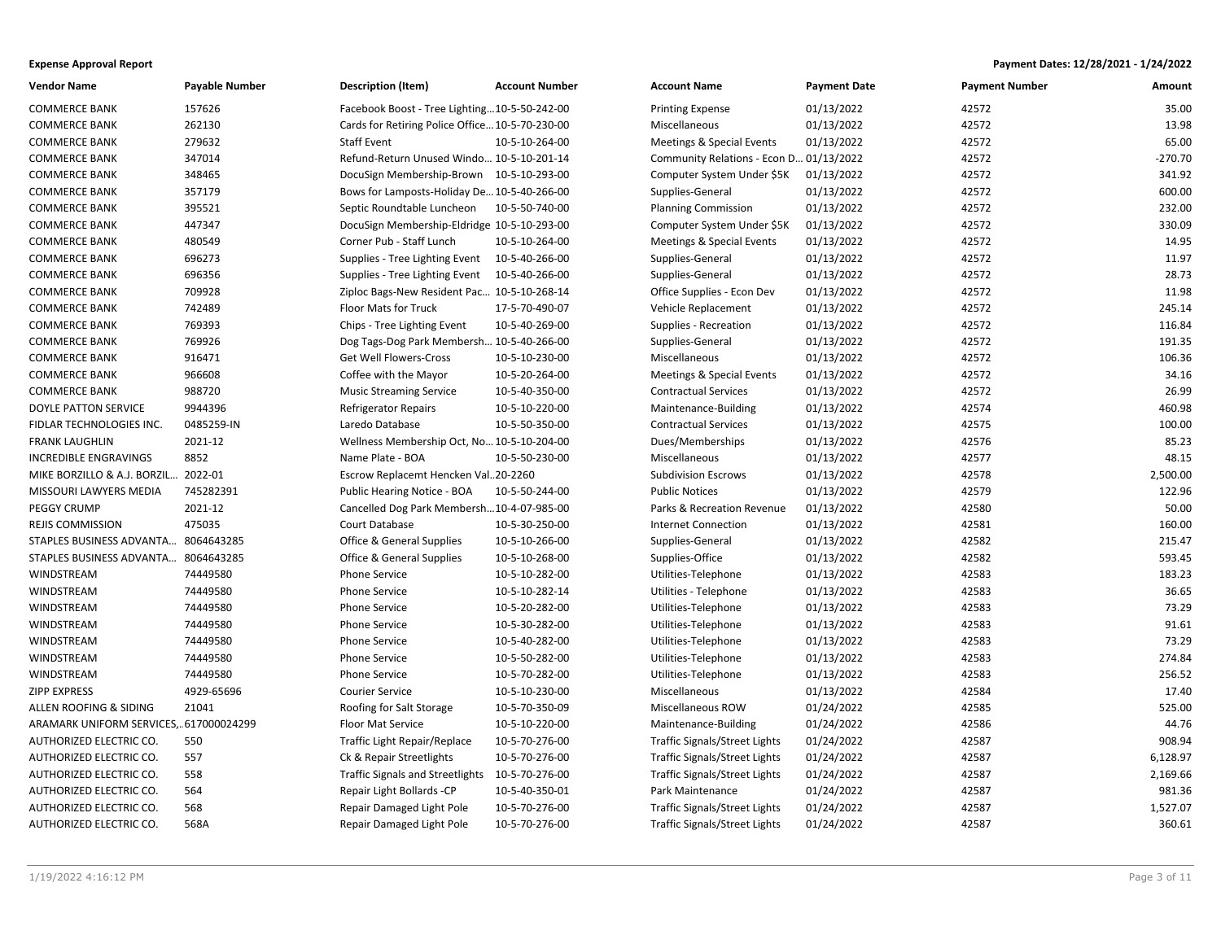**Expense Approval Report**

**Payment Dates: 12/28/2021 - 1/24/2022**

| Vendor Name | Payable Number | Description (Item) | Account Number | Account Name | Payment Date | Payment Number | Amount |
|---|---|---|---|---|---|---|---|
| COMMERCE BANK | 157626 | Facebook Boost - Tree Lighting… | 10-5-50-242-00 | Printing Expense | 01/13/2022 | 42572 | 35.00 |
| COMMERCE BANK | 262130 | Cards for Retiring Police Office… | 10-5-70-230-00 | Miscellaneous | 01/13/2022 | 42572 | 13.98 |
| COMMERCE BANK | 279632 | Staff Event | 10-5-10-264-00 | Meetings & Special Events | 01/13/2022 | 42572 | 65.00 |
| COMMERCE BANK | 347014 | Refund-Return Unused Windo… | 10-5-10-201-14 | Community Relations - Econ D… | 01/13/2022 | 42572 | -270.70 |
| COMMERCE BANK | 348465 | DocuSign Membership-Brown | 10-5-10-293-00 | Computer System Under $5K | 01/13/2022 | 42572 | 341.92 |
| COMMERCE BANK | 357179 | Bows for Lamposts-Holiday De… | 10-5-40-266-00 | Supplies-General | 01/13/2022 | 42572 | 600.00 |
| COMMERCE BANK | 395521 | Septic Roundtable Luncheon | 10-5-50-740-00 | Planning Commission | 01/13/2022 | 42572 | 232.00 |
| COMMERCE BANK | 447347 | DocuSign Membership-Eldridge | 10-5-10-293-00 | Computer System Under $5K | 01/13/2022 | 42572 | 330.09 |
| COMMERCE BANK | 480549 | Corner Pub - Staff Lunch | 10-5-10-264-00 | Meetings & Special Events | 01/13/2022 | 42572 | 14.95 |
| COMMERCE BANK | 696273 | Supplies - Tree Lighting Event | 10-5-40-266-00 | Supplies-General | 01/13/2022 | 42572 | 11.97 |
| COMMERCE BANK | 696356 | Supplies - Tree Lighting Event | 10-5-40-266-00 | Supplies-General | 01/13/2022 | 42572 | 28.73 |
| COMMERCE BANK | 709928 | Ziploc Bags-New Resident Pac… | 10-5-10-268-14 | Office Supplies - Econ Dev | 01/13/2022 | 42572 | 11.98 |
| COMMERCE BANK | 742489 | Floor Mats for Truck | 17-5-70-490-07 | Vehicle Replacement | 01/13/2022 | 42572 | 245.14 |
| COMMERCE BANK | 769393 | Chips - Tree Lighting Event | 10-5-40-269-00 | Supplies - Recreation | 01/13/2022 | 42572 | 116.84 |
| COMMERCE BANK | 769926 | Dog Tags-Dog Park Membersh… | 10-5-40-266-00 | Supplies-General | 01/13/2022 | 42572 | 191.35 |
| COMMERCE BANK | 916471 | Get Well Flowers-Cross | 10-5-10-230-00 | Miscellaneous | 01/13/2022 | 42572 | 106.36 |
| COMMERCE BANK | 966608 | Coffee with the Mayor | 10-5-20-264-00 | Meetings & Special Events | 01/13/2022 | 42572 | 34.16 |
| COMMERCE BANK | 988720 | Music Streaming Service | 10-5-40-350-00 | Contractual Services | 01/13/2022 | 42572 | 26.99 |
| DOYLE PATTON SERVICE | 9944396 | Refrigerator Repairs | 10-5-10-220-00 | Maintenance-Building | 01/13/2022 | 42574 | 460.98 |
| FIDLAR TECHNOLOGIES INC. | 0485259-IN | Laredo Database | 10-5-50-350-00 | Contractual Services | 01/13/2022 | 42575 | 100.00 |
| FRANK LAUGHLIN | 2021-12 | Wellness Membership Oct, No… | 10-5-10-204-00 | Dues/Memberships | 01/13/2022 | 42576 | 85.23 |
| INCREDIBLE ENGRAVINGS | 8852 | Name Plate - BOA | 10-5-50-230-00 | Miscellaneous | 01/13/2022 | 42577 | 48.15 |
| MIKE BORZILLO & A.J. BORZIL… | 2022-01 | Escrow Replacemt Hencken Val… | 20-2260 | Subdivision Escrows | 01/13/2022 | 42578 | 2,500.00 |
| MISSOURI LAWYERS MEDIA | 745282391 | Public Hearing Notice - BOA | 10-5-50-244-00 | Public Notices | 01/13/2022 | 42579 | 122.96 |
| PEGGY CRUMP | 2021-12 | Cancelled Dog Park Membersh… | 10-4-07-985-00 | Parks & Recreation Revenue | 01/13/2022 | 42580 | 50.00 |
| REJIS COMMISSION | 475035 | Court Database | 10-5-30-250-00 | Internet Connection | 01/13/2022 | 42581 | 160.00 |
| STAPLES BUSINESS ADVANTA… | 8064643285 | Office & General Supplies | 10-5-10-266-00 | Supplies-General | 01/13/2022 | 42582 | 215.47 |
| STAPLES BUSINESS ADVANTA… | 8064643285 | Office & General Supplies | 10-5-10-268-00 | Supplies-Office | 01/13/2022 | 42582 | 593.45 |
| WINDSTREAM | 74449580 | Phone Service | 10-5-10-282-00 | Utilities-Telephone | 01/13/2022 | 42583 | 183.23 |
| WINDSTREAM | 74449580 | Phone Service | 10-5-10-282-14 | Utilities - Telephone | 01/13/2022 | 42583 | 36.65 |
| WINDSTREAM | 74449580 | Phone Service | 10-5-20-282-00 | Utilities-Telephone | 01/13/2022 | 42583 | 73.29 |
| WINDSTREAM | 74449580 | Phone Service | 10-5-30-282-00 | Utilities-Telephone | 01/13/2022 | 42583 | 91.61 |
| WINDSTREAM | 74449580 | Phone Service | 10-5-40-282-00 | Utilities-Telephone | 01/13/2022 | 42583 | 73.29 |
| WINDSTREAM | 74449580 | Phone Service | 10-5-50-282-00 | Utilities-Telephone | 01/13/2022 | 42583 | 274.84 |
| WINDSTREAM | 74449580 | Phone Service | 10-5-70-282-00 | Utilities-Telephone | 01/13/2022 | 42583 | 256.52 |
| ZIPP EXPRESS | 4929-65696 | Courier Service | 10-5-10-230-00 | Miscellaneous | 01/13/2022 | 42584 | 17.40 |
| ALLEN ROOFING & SIDING | 21041 | Roofing for Salt Storage | 10-5-70-350-09 | Miscellaneous ROW | 01/24/2022 | 42585 | 525.00 |
| ARAMARK UNIFORM SERVICES,… | 617000024299 | Floor Mat Service | 10-5-10-220-00 | Maintenance-Building | 01/24/2022 | 42586 | 44.76 |
| AUTHORIZED ELECTRIC CO. | 550 | Traffic Light Repair/Replace | 10-5-70-276-00 | Traffic Signals/Street Lights | 01/24/2022 | 42587 | 908.94 |
| AUTHORIZED ELECTRIC CO. | 557 | Ck & Repair Streetlights | 10-5-70-276-00 | Traffic Signals/Street Lights | 01/24/2022 | 42587 | 6,128.97 |
| AUTHORIZED ELECTRIC CO. | 558 | Traffic Signals and Streetlights | 10-5-70-276-00 | Traffic Signals/Street Lights | 01/24/2022 | 42587 | 2,169.66 |
| AUTHORIZED ELECTRIC CO. | 564 | Repair Light Bollards -CP | 10-5-40-350-01 | Park Maintenance | 01/24/2022 | 42587 | 981.36 |
| AUTHORIZED ELECTRIC CO. | 568 | Repair Damaged Light Pole | 10-5-70-276-00 | Traffic Signals/Street Lights | 01/24/2022 | 42587 | 1,527.07 |
| AUTHORIZED ELECTRIC CO. | 568A | Repair Damaged Light Pole | 10-5-70-276-00 | Traffic Signals/Street Lights | 01/24/2022 | 42587 | 360.61 |

1/19/2022 4:16:12 PM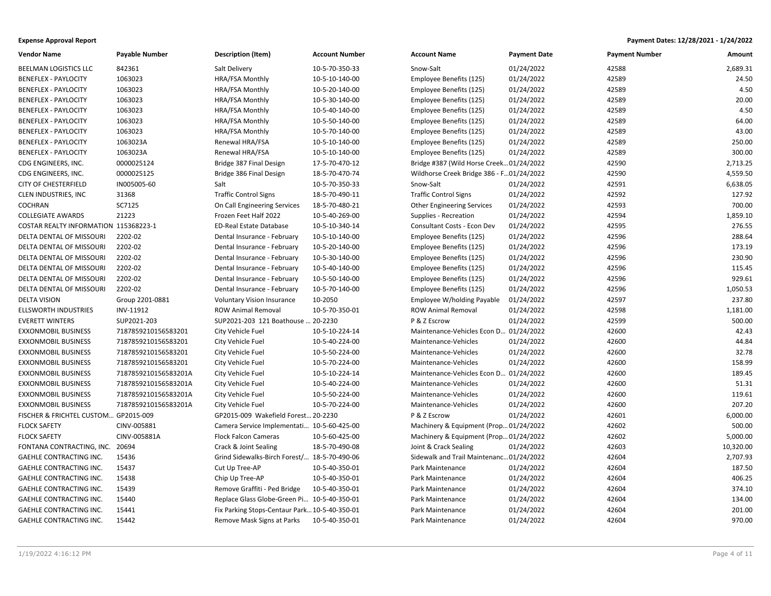**Expense Approval Report** — **Payment Dates: 12/28/2021 - 1/24/2022**

| Vendor Name | Payable Number | Description (Item) | Account Number | Account Name | Payment Date | Payment Number | Amount |
|---|---|---|---|---|---|---|---|
| BEELMAN LOGISTICS LLC | 842361 | Salt Delivery | 10-5-70-350-33 | Snow-Salt | 01/24/2022 | 42588 | 2,689.31 |
| BENEFLEX - PAYLOCITY | 1063023 | HRA/FSA Monthly | 10-5-10-140-00 | Employee Benefits (125) | 01/24/2022 | 42589 | 24.50 |
| BENEFLEX - PAYLOCITY | 1063023 | HRA/FSA Monthly | 10-5-20-140-00 | Employee Benefits (125) | 01/24/2022 | 42589 | 4.50 |
| BENEFLEX - PAYLOCITY | 1063023 | HRA/FSA Monthly | 10-5-30-140-00 | Employee Benefits (125) | 01/24/2022 | 42589 | 20.00 |
| BENEFLEX - PAYLOCITY | 1063023 | HRA/FSA Monthly | 10-5-40-140-00 | Employee Benefits (125) | 01/24/2022 | 42589 | 4.50 |
| BENEFLEX - PAYLOCITY | 1063023 | HRA/FSA Monthly | 10-5-50-140-00 | Employee Benefits (125) | 01/24/2022 | 42589 | 64.00 |
| BENEFLEX - PAYLOCITY | 1063023 | HRA/FSA Monthly | 10-5-70-140-00 | Employee Benefits (125) | 01/24/2022 | 42589 | 43.00 |
| BENEFLEX - PAYLOCITY | 1063023A | Renewal HRA/FSA | 10-5-10-140-00 | Employee Benefits (125) | 01/24/2022 | 42589 | 250.00 |
| BENEFLEX - PAYLOCITY | 1063023A | Renewal HRA/FSA | 10-5-10-140-00 | Employee Benefits (125) | 01/24/2022 | 42589 | 300.00 |
| CDG ENGINEERS, INC. | 0000025124 | Bridge 387 Final Design | 17-5-70-470-12 | Bridge #387 (Wild Horse Creek... | 01/24/2022 | 42590 | 2,713.25 |
| CDG ENGINEERS, INC. | 0000025125 | Bridge 386 Final Design | 18-5-70-470-74 | Wildhorse Creek Bridge 386 - F... | 01/24/2022 | 42590 | 4,559.50 |
| CITY OF CHESTERFIELD | IN005005-60 | Salt | 10-5-70-350-33 | Snow-Salt | 01/24/2022 | 42591 | 6,638.05 |
| CLEN INDUSTRIES, INC | 31368 | Traffic Control Signs | 18-5-70-490-11 | Traffic Control Signs | 01/24/2022 | 42592 | 127.92 |
| COCHRAN | SC7125 | On Call Engineering Services | 18-5-70-480-21 | Other Engineering Services | 01/24/2022 | 42593 | 700.00 |
| COLLEGIATE AWARDS | 21223 | Frozen Feet Half 2022 | 10-5-40-269-00 | Supplies - Recreation | 01/24/2022 | 42594 | 1,859.10 |
| COSTAR REALTY INFORMATION | 115368223-1 | ED-Real Estate Database | 10-5-10-340-14 | Consultant Costs - Econ Dev | 01/24/2022 | 42595 | 276.55 |
| DELTA DENTAL OF MISSOURI | 2202-02 | Dental Insurance - February | 10-5-10-140-00 | Employee Benefits (125) | 01/24/2022 | 42596 | 288.64 |
| DELTA DENTAL OF MISSOURI | 2202-02 | Dental Insurance - February | 10-5-20-140-00 | Employee Benefits (125) | 01/24/2022 | 42596 | 173.19 |
| DELTA DENTAL OF MISSOURI | 2202-02 | Dental Insurance - February | 10-5-30-140-00 | Employee Benefits (125) | 01/24/2022 | 42596 | 230.90 |
| DELTA DENTAL OF MISSOURI | 2202-02 | Dental Insurance - February | 10-5-40-140-00 | Employee Benefits (125) | 01/24/2022 | 42596 | 115.45 |
| DELTA DENTAL OF MISSOURI | 2202-02 | Dental Insurance - February | 10-5-50-140-00 | Employee Benefits (125) | 01/24/2022 | 42596 | 929.61 |
| DELTA DENTAL OF MISSOURI | 2202-02 | Dental Insurance - February | 10-5-70-140-00 | Employee Benefits (125) | 01/24/2022 | 42596 | 1,050.53 |
| DELTA VISION | Group 2201-0881 | Voluntary Vision Insurance | 10-2050 | Employee W/holding Payable | 01/24/2022 | 42597 | 237.80 |
| ELLSWORTH INDUSTRIES | INV-11912 | ROW Animal Removal | 10-5-70-350-01 | ROW Animal Removal | 01/24/2022 | 42598 | 1,181.00 |
| EVERETT WINTERS | SUP2021-203 | SUP2021-203 121 Boathouse ... | 20-2230 | P & Z Escrow | 01/24/2022 | 42599 | 500.00 |
| EXXONMOBIL BUSINESS | 7187859210156583201 | City Vehicle Fuel | 10-5-10-224-14 | Maintenance-Vehicles Econ D... | 01/24/2022 | 42600 | 42.43 |
| EXXONMOBIL BUSINESS | 7187859210156583201 | City Vehicle Fuel | 10-5-40-224-00 | Maintenance-Vehicles | 01/24/2022 | 42600 | 44.84 |
| EXXONMOBIL BUSINESS | 7187859210156583201 | City Vehicle Fuel | 10-5-50-224-00 | Maintenance-Vehicles | 01/24/2022 | 42600 | 32.78 |
| EXXONMOBIL BUSINESS | 7187859210156583201 | City Vehicle Fuel | 10-5-70-224-00 | Maintenance-Vehicles | 01/24/2022 | 42600 | 158.99 |
| EXXONMOBIL BUSINESS | 7187859210156583201A | City Vehicle Fuel | 10-5-10-224-14 | Maintenance-Vehicles Econ D... | 01/24/2022 | 42600 | 189.45 |
| EXXONMOBIL BUSINESS | 7187859210156583201A | City Vehicle Fuel | 10-5-40-224-00 | Maintenance-Vehicles | 01/24/2022 | 42600 | 51.31 |
| EXXONMOBIL BUSINESS | 7187859210156583201A | City Vehicle Fuel | 10-5-50-224-00 | Maintenance-Vehicles | 01/24/2022 | 42600 | 119.61 |
| EXXONMOBIL BUSINESS | 7187859210156583201A | City Vehicle Fuel | 10-5-70-224-00 | Maintenance-Vehicles | 01/24/2022 | 42600 | 207.20 |
| FISCHER & FRICHTEL CUSTOM... | GP2015-009 | GP2015-009 Wakefield Forest... | 20-2230 | P & Z Escrow | 01/24/2022 | 42601 | 6,000.00 |
| FLOCK SAFETY | CINV-005881 | Camera Service Implementati... | 10-5-60-425-00 | Machinery & Equipment (Prop... | 01/24/2022 | 42602 | 500.00 |
| FLOCK SAFETY | CINV-005881A | Flock Falcon Cameras | 10-5-60-425-00 | Machinery & Equipment (Prop... | 01/24/2022 | 42602 | 5,000.00 |
| FONTANA CONTRACTING, INC. | 20694 | Crack & Joint Sealing | 18-5-70-490-08 | Joint & Crack Sealing | 01/24/2022 | 42603 | 10,320.00 |
| GAEHLE CONTRACTING INC. | 15436 | Grind Sidewalks-Birch Forest/... | 18-5-70-490-06 | Sidewalk and Trail Maintenanc... | 01/24/2022 | 42604 | 2,707.93 |
| GAEHLE CONTRACTING INC. | 15437 | Cut Up Tree-AP | 10-5-40-350-01 | Park Maintenance | 01/24/2022 | 42604 | 187.50 |
| GAEHLE CONTRACTING INC. | 15438 | Chip Up Tree-AP | 10-5-40-350-01 | Park Maintenance | 01/24/2022 | 42604 | 406.25 |
| GAEHLE CONTRACTING INC. | 15439 | Remove Graffiti - Ped Bridge | 10-5-40-350-01 | Park Maintenance | 01/24/2022 | 42604 | 374.10 |
| GAEHLE CONTRACTING INC. | 15440 | Replace Glass Globe-Green Pi... | 10-5-40-350-01 | Park Maintenance | 01/24/2022 | 42604 | 134.00 |
| GAEHLE CONTRACTING INC. | 15441 | Fix Parking Stops-Centaur Park... | 10-5-40-350-01 | Park Maintenance | 01/24/2022 | 42604 | 201.00 |
| GAEHLE CONTRACTING INC. | 15442 | Remove Mask Signs at Parks | 10-5-40-350-01 | Park Maintenance | 01/24/2022 | 42604 | 970.00 |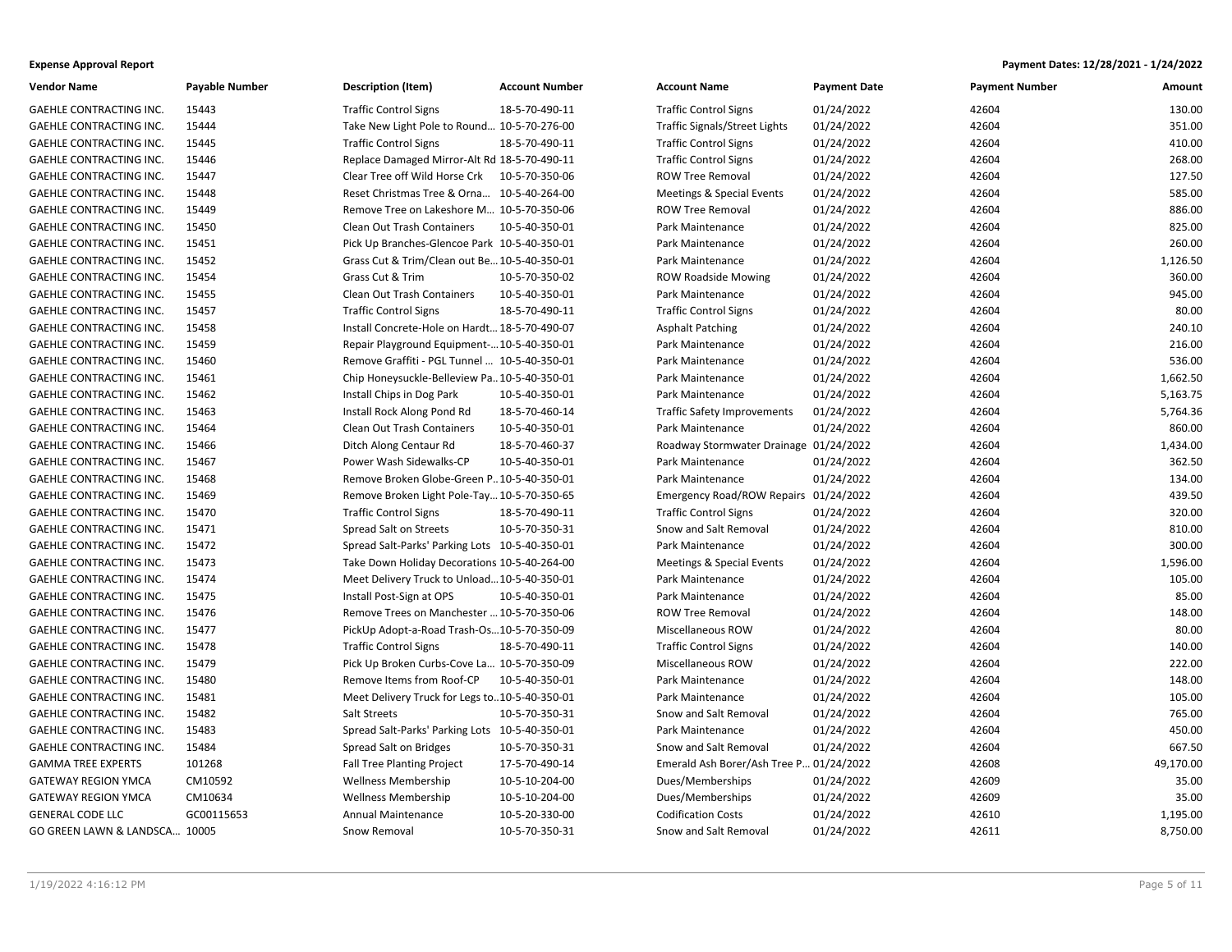**Expense Approval Report**

**Payment Dates: 12/28/2021 - 1/24/2022**

| Vendor Name | Payable Number | Description (Item) | Account Number | Account Name | Payment Date | Payment Number | Amount |
|---|---|---|---|---|---|---|---|
| GAEHLE CONTRACTING INC. | 15443 | Traffic Control Signs | 18-5-70-490-11 | Traffic Control Signs | 01/24/2022 | 42604 | 130.00 |
| GAEHLE CONTRACTING INC. | 15444 | Take New Light Pole to Round… | 10-5-70-276-00 | Traffic Signals/Street Lights | 01/24/2022 | 42604 | 351.00 |
| GAEHLE CONTRACTING INC. | 15445 | Traffic Control Signs | 18-5-70-490-11 | Traffic Control Signs | 01/24/2022 | 42604 | 410.00 |
| GAEHLE CONTRACTING INC. | 15446 | Replace Damaged Mirror-Alt Rd | 18-5-70-490-11 | Traffic Control Signs | 01/24/2022 | 42604 | 268.00 |
| GAEHLE CONTRACTING INC. | 15447 | Clear Tree off Wild Horse Crk | 10-5-70-350-06 | ROW Tree Removal | 01/24/2022 | 42604 | 127.50 |
| GAEHLE CONTRACTING INC. | 15448 | Reset Christmas Tree & Orna… | 10-5-40-264-00 | Meetings & Special Events | 01/24/2022 | 42604 | 585.00 |
| GAEHLE CONTRACTING INC. | 15449 | Remove Tree on Lakeshore M… | 10-5-70-350-06 | ROW Tree Removal | 01/24/2022 | 42604 | 886.00 |
| GAEHLE CONTRACTING INC. | 15450 | Clean Out Trash Containers | 10-5-40-350-01 | Park Maintenance | 01/24/2022 | 42604 | 825.00 |
| GAEHLE CONTRACTING INC. | 15451 | Pick Up Branches-Glencoe Park | 10-5-40-350-01 | Park Maintenance | 01/24/2022 | 42604 | 260.00 |
| GAEHLE CONTRACTING INC. | 15452 | Grass Cut & Trim/Clean out Be… | 10-5-40-350-01 | Park Maintenance | 01/24/2022 | 42604 | 1,126.50 |
| GAEHLE CONTRACTING INC. | 15454 | Grass Cut & Trim | 10-5-70-350-02 | ROW Roadside Mowing | 01/24/2022 | 42604 | 360.00 |
| GAEHLE CONTRACTING INC. | 15455 | Clean Out Trash Containers | 10-5-40-350-01 | Park Maintenance | 01/24/2022 | 42604 | 945.00 |
| GAEHLE CONTRACTING INC. | 15457 | Traffic Control Signs | 18-5-70-490-11 | Traffic Control Signs | 01/24/2022 | 42604 | 80.00 |
| GAEHLE CONTRACTING INC. | 15458 | Install Concrete-Hole on Hardt… | 18-5-70-490-07 | Asphalt Patching | 01/24/2022 | 42604 | 240.10 |
| GAEHLE CONTRACTING INC. | 15459 | Repair Playground Equipment-… | 10-5-40-350-01 | Park Maintenance | 01/24/2022 | 42604 | 216.00 |
| GAEHLE CONTRACTING INC. | 15460 | Remove Graffiti - PGL Tunnel … | 10-5-40-350-01 | Park Maintenance | 01/24/2022 | 42604 | 536.00 |
| GAEHLE CONTRACTING INC. | 15461 | Chip Honeysuckle-Belleview Pa… | 10-5-40-350-01 | Park Maintenance | 01/24/2022 | 42604 | 1,662.50 |
| GAEHLE CONTRACTING INC. | 15462 | Install Chips in Dog Park | 10-5-40-350-01 | Park Maintenance | 01/24/2022 | 42604 | 5,163.75 |
| GAEHLE CONTRACTING INC. | 15463 | Install Rock Along Pond Rd | 18-5-70-460-14 | Traffic Safety Improvements | 01/24/2022 | 42604 | 5,764.36 |
| GAEHLE CONTRACTING INC. | 15464 | Clean Out Trash Containers | 10-5-40-350-01 | Park Maintenance | 01/24/2022 | 42604 | 860.00 |
| GAEHLE CONTRACTING INC. | 15466 | Ditch Along Centaur Rd | 18-5-70-460-37 | Roadway Stormwater Drainage | 01/24/2022 | 42604 | 1,434.00 |
| GAEHLE CONTRACTING INC. | 15467 | Power Wash Sidewalks-CP | 10-5-40-350-01 | Park Maintenance | 01/24/2022 | 42604 | 362.50 |
| GAEHLE CONTRACTING INC. | 15468 | Remove Broken Globe-Green P… | 10-5-40-350-01 | Park Maintenance | 01/24/2022 | 42604 | 134.00 |
| GAEHLE CONTRACTING INC. | 15469 | Remove Broken Light Pole-Tay… | 10-5-70-350-65 | Emergency Road/ROW Repairs | 01/24/2022 | 42604 | 439.50 |
| GAEHLE CONTRACTING INC. | 15470 | Traffic Control Signs | 18-5-70-490-11 | Traffic Control Signs | 01/24/2022 | 42604 | 320.00 |
| GAEHLE CONTRACTING INC. | 15471 | Spread Salt on Streets | 10-5-70-350-31 | Snow and Salt Removal | 01/24/2022 | 42604 | 810.00 |
| GAEHLE CONTRACTING INC. | 15472 | Spread Salt-Parks' Parking Lots | 10-5-40-350-01 | Park Maintenance | 01/24/2022 | 42604 | 300.00 |
| GAEHLE CONTRACTING INC. | 15473 | Take Down Holiday Decorations | 10-5-40-264-00 | Meetings & Special Events | 01/24/2022 | 42604 | 1,596.00 |
| GAEHLE CONTRACTING INC. | 15474 | Meet Delivery Truck to Unload… | 10-5-40-350-01 | Park Maintenance | 01/24/2022 | 42604 | 105.00 |
| GAEHLE CONTRACTING INC. | 15475 | Install Post-Sign at OPS | 10-5-40-350-01 | Park Maintenance | 01/24/2022 | 42604 | 85.00 |
| GAEHLE CONTRACTING INC. | 15476 | Remove Trees on Manchester … | 10-5-70-350-06 | ROW Tree Removal | 01/24/2022 | 42604 | 148.00 |
| GAEHLE CONTRACTING INC. | 15477 | PickUp Adopt-a-Road Trash-Os… | 10-5-70-350-09 | Miscellaneous ROW | 01/24/2022 | 42604 | 80.00 |
| GAEHLE CONTRACTING INC. | 15478 | Traffic Control Signs | 18-5-70-490-11 | Traffic Control Signs | 01/24/2022 | 42604 | 140.00 |
| GAEHLE CONTRACTING INC. | 15479 | Pick Up Broken Curbs-Cove La… | 10-5-70-350-09 | Miscellaneous ROW | 01/24/2022 | 42604 | 222.00 |
| GAEHLE CONTRACTING INC. | 15480 | Remove Items from Roof-CP | 10-5-40-350-01 | Park Maintenance | 01/24/2022 | 42604 | 148.00 |
| GAEHLE CONTRACTING INC. | 15481 | Meet Delivery Truck for Legs to… | 10-5-40-350-01 | Park Maintenance | 01/24/2022 | 42604 | 105.00 |
| GAEHLE CONTRACTING INC. | 15482 | Salt Streets | 10-5-70-350-31 | Snow and Salt Removal | 01/24/2022 | 42604 | 765.00 |
| GAEHLE CONTRACTING INC. | 15483 | Spread Salt-Parks' Parking Lots | 10-5-40-350-01 | Park Maintenance | 01/24/2022 | 42604 | 450.00 |
| GAEHLE CONTRACTING INC. | 15484 | Spread Salt on Bridges | 10-5-70-350-31 | Snow and Salt Removal | 01/24/2022 | 42604 | 667.50 |
| GAMMA TREE EXPERTS | 101268 | Fall Tree Planting Project | 17-5-70-490-14 | Emerald Ash Borer/Ash Tree P… | 01/24/2022 | 42608 | 49,170.00 |
| GATEWAY REGION YMCA | CM10592 | Wellness Membership | 10-5-10-204-00 | Dues/Memberships | 01/24/2022 | 42609 | 35.00 |
| GATEWAY REGION YMCA | CM10634 | Wellness Membership | 10-5-10-204-00 | Dues/Memberships | 01/24/2022 | 42609 | 35.00 |
| GENERAL CODE LLC | GC00115653 | Annual Maintenance | 10-5-20-330-00 | Codification Costs | 01/24/2022 | 42610 | 1,195.00 |
| GO GREEN LAWN & LANDSCA… | 10005 | Snow Removal | 10-5-70-350-31 | Snow and Salt Removal | 01/24/2022 | 42611 | 8,750.00 |

1/19/2022 4:16:12 PM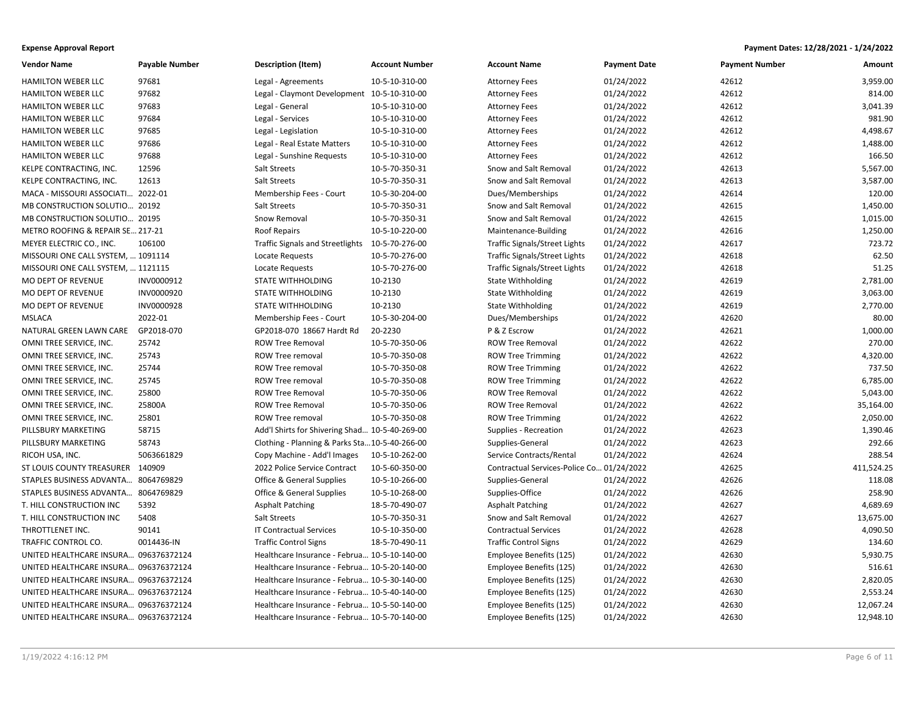**Expense Approval Report**

**Payment Dates: 12/28/2021 - 1/24/2022**

| Vendor Name | Payable Number | Description (Item) | Account Number | Account Name | Payment Date | Payment Number | Amount |
|---|---|---|---|---|---|---|---|
| HAMILTON WEBER LLC | 97681 | Legal - Agreements | 10-5-10-310-00 | Attorney Fees | 01/24/2022 | 42612 | 3,959.00 |
| HAMILTON WEBER LLC | 97682 | Legal - Claymont Development | 10-5-10-310-00 | Attorney Fees | 01/24/2022 | 42612 | 814.00 |
| HAMILTON WEBER LLC | 97683 | Legal - General | 10-5-10-310-00 | Attorney Fees | 01/24/2022 | 42612 | 3,041.39 |
| HAMILTON WEBER LLC | 97684 | Legal - Services | 10-5-10-310-00 | Attorney Fees | 01/24/2022 | 42612 | 981.90 |
| HAMILTON WEBER LLC | 97685 | Legal - Legislation | 10-5-10-310-00 | Attorney Fees | 01/24/2022 | 42612 | 4,498.67 |
| HAMILTON WEBER LLC | 97686 | Legal - Real Estate Matters | 10-5-10-310-00 | Attorney Fees | 01/24/2022 | 42612 | 1,488.00 |
| HAMILTON WEBER LLC | 97688 | Legal - Sunshine Requests | 10-5-10-310-00 | Attorney Fees | 01/24/2022 | 42612 | 166.50 |
| KELPE CONTRACTING, INC. | 12596 | Salt Streets | 10-5-70-350-31 | Snow and Salt Removal | 01/24/2022 | 42613 | 5,567.00 |
| KELPE CONTRACTING, INC. | 12613 | Salt Streets | 10-5-70-350-31 | Snow and Salt Removal | 01/24/2022 | 42613 | 3,587.00 |
| MACA - MISSOURI ASSOCIATI... | 2022-01 | Membership Fees - Court | 10-5-30-204-00 | Dues/Memberships | 01/24/2022 | 42614 | 120.00 |
| MB CONSTRUCTION SOLUTIO... | 20192 | Salt Streets | 10-5-70-350-31 | Snow and Salt Removal | 01/24/2022 | 42615 | 1,450.00 |
| MB CONSTRUCTION SOLUTIO... | 20195 | Snow Removal | 10-5-70-350-31 | Snow and Salt Removal | 01/24/2022 | 42615 | 1,015.00 |
| METRO ROOFING & REPAIR SE... | 217-21 | Roof Repairs | 10-5-10-220-00 | Maintenance-Building | 01/24/2022 | 42616 | 1,250.00 |
| MEYER ELECTRIC CO., INC. | 106100 | Traffic Signals and Streetlights | 10-5-70-276-00 | Traffic Signals/Street Lights | 01/24/2022 | 42617 | 723.72 |
| MISSOURI ONE CALL SYSTEM, ... | 1091114 | Locate Requests | 10-5-70-276-00 | Traffic Signals/Street Lights | 01/24/2022 | 42618 | 62.50 |
| MISSOURI ONE CALL SYSTEM, ... | 1121115 | Locate Requests | 10-5-70-276-00 | Traffic Signals/Street Lights | 01/24/2022 | 42618 | 51.25 |
| MO DEPT OF REVENUE | INV0000912 | STATE WITHHOLDING | 10-2130 | State Withholding | 01/24/2022 | 42619 | 2,781.00 |
| MO DEPT OF REVENUE | INV0000920 | STATE WITHHOLDING | 10-2130 | State Withholding | 01/24/2022 | 42619 | 3,063.00 |
| MO DEPT OF REVENUE | INV0000928 | STATE WITHHOLDING | 10-2130 | State Withholding | 01/24/2022 | 42619 | 2,770.00 |
| MSLACA | 2022-01 | Membership Fees - Court | 10-5-30-204-00 | Dues/Memberships | 01/24/2022 | 42620 | 80.00 |
| NATURAL GREEN LAWN CARE | GP2018-070 | GP2018-070 18667 Hardt Rd | 20-2230 | P & Z Escrow | 01/24/2022 | 42621 | 1,000.00 |
| OMNI TREE SERVICE, INC. | 25742 | ROW Tree Removal | 10-5-70-350-06 | ROW Tree Removal | 01/24/2022 | 42622 | 270.00 |
| OMNI TREE SERVICE, INC. | 25743 | ROW Tree removal | 10-5-70-350-08 | ROW Tree Trimming | 01/24/2022 | 42622 | 4,320.00 |
| OMNI TREE SERVICE, INC. | 25744 | ROW Tree removal | 10-5-70-350-08 | ROW Tree Trimming | 01/24/2022 | 42622 | 737.50 |
| OMNI TREE SERVICE, INC. | 25745 | ROW Tree removal | 10-5-70-350-08 | ROW Tree Trimming | 01/24/2022 | 42622 | 6,785.00 |
| OMNI TREE SERVICE, INC. | 25800 | ROW Tree Removal | 10-5-70-350-06 | ROW Tree Removal | 01/24/2022 | 42622 | 5,043.00 |
| OMNI TREE SERVICE, INC. | 25800A | ROW Tree Removal | 10-5-70-350-06 | ROW Tree Removal | 01/24/2022 | 42622 | 35,164.00 |
| OMNI TREE SERVICE, INC. | 25801 | ROW Tree removal | 10-5-70-350-08 | ROW Tree Trimming | 01/24/2022 | 42622 | 2,050.00 |
| PILLSBURY MARKETING | 58715 | Add'l Shirts for Shivering Shad... | 10-5-40-269-00 | Supplies - Recreation | 01/24/2022 | 42623 | 1,390.46 |
| PILLSBURY MARKETING | 58743 | Clothing - Planning & Parks Sta... | 10-5-40-266-00 | Supplies-General | 01/24/2022 | 42623 | 292.66 |
| RICOH USA, INC. | 5063661829 | Copy Machine - Add'l Images | 10-5-10-262-00 | Service Contracts/Rental | 01/24/2022 | 42624 | 288.54 |
| ST LOUIS COUNTY TREASURER | 140909 | 2022 Police Service Contract | 10-5-60-350-00 | Contractual Services-Police Co... | 01/24/2022 | 42625 | 411,524.25 |
| STAPLES BUSINESS ADVANTA... | 8064769829 | Office & General Supplies | 10-5-10-266-00 | Supplies-General | 01/24/2022 | 42626 | 118.08 |
| STAPLES BUSINESS ADVANTA... | 8064769829 | Office & General Supplies | 10-5-10-268-00 | Supplies-Office | 01/24/2022 | 42626 | 258.90 |
| T. HILL CONSTRUCTION INC | 5392 | Asphalt Patching | 18-5-70-490-07 | Asphalt Patching | 01/24/2022 | 42627 | 4,689.69 |
| T. HILL CONSTRUCTION INC | 5408 | Salt Streets | 10-5-70-350-31 | Snow and Salt Removal | 01/24/2022 | 42627 | 13,675.00 |
| THROTTLENET INC. | 90141 | IT Contractual Services | 10-5-10-350-00 | Contractual Services | 01/24/2022 | 42628 | 4,090.50 |
| TRAFFIC CONTROL CO. | 0014436-IN | Traffic Control Signs | 18-5-70-490-11 | Traffic Control Signs | 01/24/2022 | 42629 | 134.60 |
| UNITED HEALTHCARE INSURA... | 096376372124 | Healthcare Insurance - Februa... | 10-5-10-140-00 | Employee Benefits (125) | 01/24/2022 | 42630 | 5,930.75 |
| UNITED HEALTHCARE INSURA... | 096376372124 | Healthcare Insurance - Februa... | 10-5-20-140-00 | Employee Benefits (125) | 01/24/2022 | 42630 | 516.61 |
| UNITED HEALTHCARE INSURA... | 096376372124 | Healthcare Insurance - Februa... | 10-5-30-140-00 | Employee Benefits (125) | 01/24/2022 | 42630 | 2,820.05 |
| UNITED HEALTHCARE INSURA... | 096376372124 | Healthcare Insurance - Februa... | 10-5-40-140-00 | Employee Benefits (125) | 01/24/2022 | 42630 | 2,553.24 |
| UNITED HEALTHCARE INSURA... | 096376372124 | Healthcare Insurance - Februa... | 10-5-50-140-00 | Employee Benefits (125) | 01/24/2022 | 42630 | 12,067.24 |
| UNITED HEALTHCARE INSURA... | 096376372124 | Healthcare Insurance - Februa... | 10-5-70-140-00 | Employee Benefits (125) | 01/24/2022 | 42630 | 12,948.10 |

1/19/2022 4:16:12 PM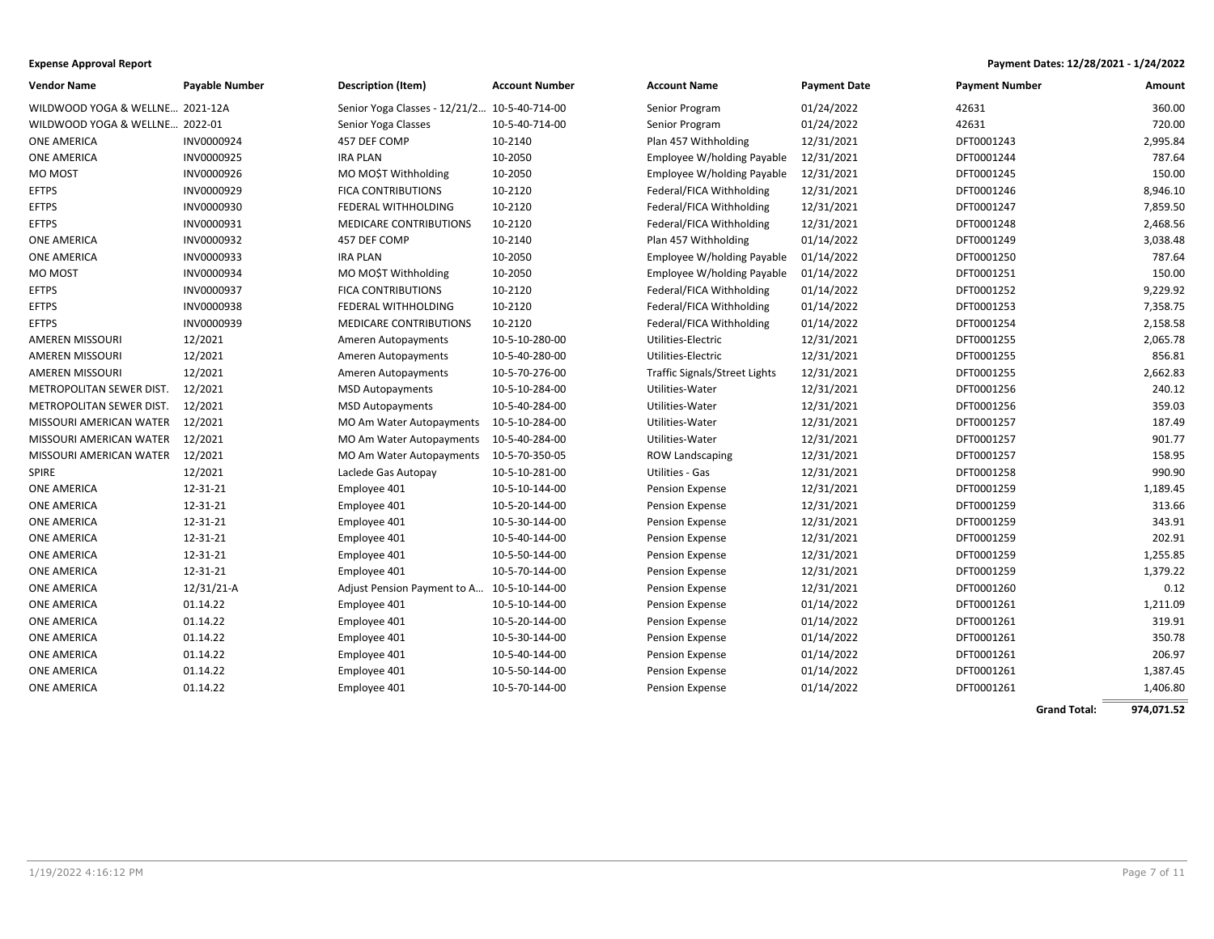**Expense Approval Report** — **Payment Dates: 12/28/2021 - 1/24/2022**

| Vendor Name | Payable Number | Description (Item) | Account Number | Account Name | Payment Date | Payment Number | Amount |
|---|---|---|---|---|---|---|---|
| WILDWOOD YOGA & WELLNE... | 2021-12A | Senior Yoga Classes - 12/21/2... | 10-5-40-714-00 | Senior Program | 01/24/2022 | 42631 | 360.00 |
| WILDWOOD YOGA & WELLNE... | 2022-01 | Senior Yoga Classes | 10-5-40-714-00 | Senior Program | 01/24/2022 | 42631 | 720.00 |
| ONE AMERICA | INV0000924 | 457 DEF COMP | 10-2140 | Plan 457 Withholding | 12/31/2021 | DFT0001243 | 2,995.84 |
| ONE AMERICA | INV0000925 | IRA PLAN | 10-2050 | Employee W/holding Payable | 12/31/2021 | DFT0001244 | 787.64 |
| MO MOST | INV0000926 | MO MO$T Withholding | 10-2050 | Employee W/holding Payable | 12/31/2021 | DFT0001245 | 150.00 |
| EFTPS | INV0000929 | FICA CONTRIBUTIONS | 10-2120 | Federal/FICA Withholding | 12/31/2021 | DFT0001246 | 8,946.10 |
| EFTPS | INV0000930 | FEDERAL WITHHOLDING | 10-2120 | Federal/FICA Withholding | 12/31/2021 | DFT0001247 | 7,859.50 |
| EFTPS | INV0000931 | MEDICARE CONTRIBUTIONS | 10-2120 | Federal/FICA Withholding | 12/31/2021 | DFT0001248 | 2,468.56 |
| ONE AMERICA | INV0000932 | 457 DEF COMP | 10-2140 | Plan 457 Withholding | 01/14/2022 | DFT0001249 | 3,038.48 |
| ONE AMERICA | INV0000933 | IRA PLAN | 10-2050 | Employee W/holding Payable | 01/14/2022 | DFT0001250 | 787.64 |
| MO MOST | INV0000934 | MO MO$T Withholding | 10-2050 | Employee W/holding Payable | 01/14/2022 | DFT0001251 | 150.00 |
| EFTPS | INV0000937 | FICA CONTRIBUTIONS | 10-2120 | Federal/FICA Withholding | 01/14/2022 | DFT0001252 | 9,229.92 |
| EFTPS | INV0000938 | FEDERAL WITHHOLDING | 10-2120 | Federal/FICA Withholding | 01/14/2022 | DFT0001253 | 7,358.75 |
| EFTPS | INV0000939 | MEDICARE CONTRIBUTIONS | 10-2120 | Federal/FICA Withholding | 01/14/2022 | DFT0001254 | 2,158.58 |
| AMEREN MISSOURI | 12/2021 | Ameren Autopayments | 10-5-10-280-00 | Utilities-Electric | 12/31/2021 | DFT0001255 | 2,065.78 |
| AMEREN MISSOURI | 12/2021 | Ameren Autopayments | 10-5-40-280-00 | Utilities-Electric | 12/31/2021 | DFT0001255 | 856.81 |
| AMEREN MISSOURI | 12/2021 | Ameren Autopayments | 10-5-70-276-00 | Traffic Signals/Street Lights | 12/31/2021 | DFT0001255 | 2,662.83 |
| METROPOLITAN SEWER DIST. | 12/2021 | MSD Autopayments | 10-5-10-284-00 | Utilities-Water | 12/31/2021 | DFT0001256 | 240.12 |
| METROPOLITAN SEWER DIST. | 12/2021 | MSD Autopayments | 10-5-40-284-00 | Utilities-Water | 12/31/2021 | DFT0001256 | 359.03 |
| MISSOURI AMERICAN WATER | 12/2021 | MO Am Water Autopayments | 10-5-10-284-00 | Utilities-Water | 12/31/2021 | DFT0001257 | 187.49 |
| MISSOURI AMERICAN WATER | 12/2021 | MO Am Water Autopayments | 10-5-40-284-00 | Utilities-Water | 12/31/2021 | DFT0001257 | 901.77 |
| MISSOURI AMERICAN WATER | 12/2021 | MO Am Water Autopayments | 10-5-70-350-05 | ROW Landscaping | 12/31/2021 | DFT0001257 | 158.95 |
| SPIRE | 12/2021 | Laclede Gas Autopay | 10-5-10-281-00 | Utilities - Gas | 12/31/2021 | DFT0001258 | 990.90 |
| ONE AMERICA | 12-31-21 | Employee 401 | 10-5-10-144-00 | Pension Expense | 12/31/2021 | DFT0001259 | 1,189.45 |
| ONE AMERICA | 12-31-21 | Employee 401 | 10-5-20-144-00 | Pension Expense | 12/31/2021 | DFT0001259 | 313.66 |
| ONE AMERICA | 12-31-21 | Employee 401 | 10-5-30-144-00 | Pension Expense | 12/31/2021 | DFT0001259 | 343.91 |
| ONE AMERICA | 12-31-21 | Employee 401 | 10-5-40-144-00 | Pension Expense | 12/31/2021 | DFT0001259 | 202.91 |
| ONE AMERICA | 12-31-21 | Employee 401 | 10-5-50-144-00 | Pension Expense | 12/31/2021 | DFT0001259 | 1,255.85 |
| ONE AMERICA | 12-31-21 | Employee 401 | 10-5-70-144-00 | Pension Expense | 12/31/2021 | DFT0001259 | 1,379.22 |
| ONE AMERICA | 12/31/21-A | Adjust Pension Payment to A... | 10-5-10-144-00 | Pension Expense | 12/31/2021 | DFT0001260 | 0.12 |
| ONE AMERICA | 01.14.22 | Employee 401 | 10-5-10-144-00 | Pension Expense | 01/14/2022 | DFT0001261 | 1,211.09 |
| ONE AMERICA | 01.14.22 | Employee 401 | 10-5-20-144-00 | Pension Expense | 01/14/2022 | DFT0001261 | 319.91 |
| ONE AMERICA | 01.14.22 | Employee 401 | 10-5-30-144-00 | Pension Expense | 01/14/2022 | DFT0001261 | 350.78 |
| ONE AMERICA | 01.14.22 | Employee 401 | 10-5-40-144-00 | Pension Expense | 01/14/2022 | DFT0001261 | 206.97 |
| ONE AMERICA | 01.14.22 | Employee 401 | 10-5-50-144-00 | Pension Expense | 01/14/2022 | DFT0001261 | 1,387.45 |
| ONE AMERICA | 01.14.22 | Employee 401 | 10-5-70-144-00 | Pension Expense | 01/14/2022 | DFT0001261 | 1,406.80 |
| | | | | | | **Grand Total:** | **974,071.52** |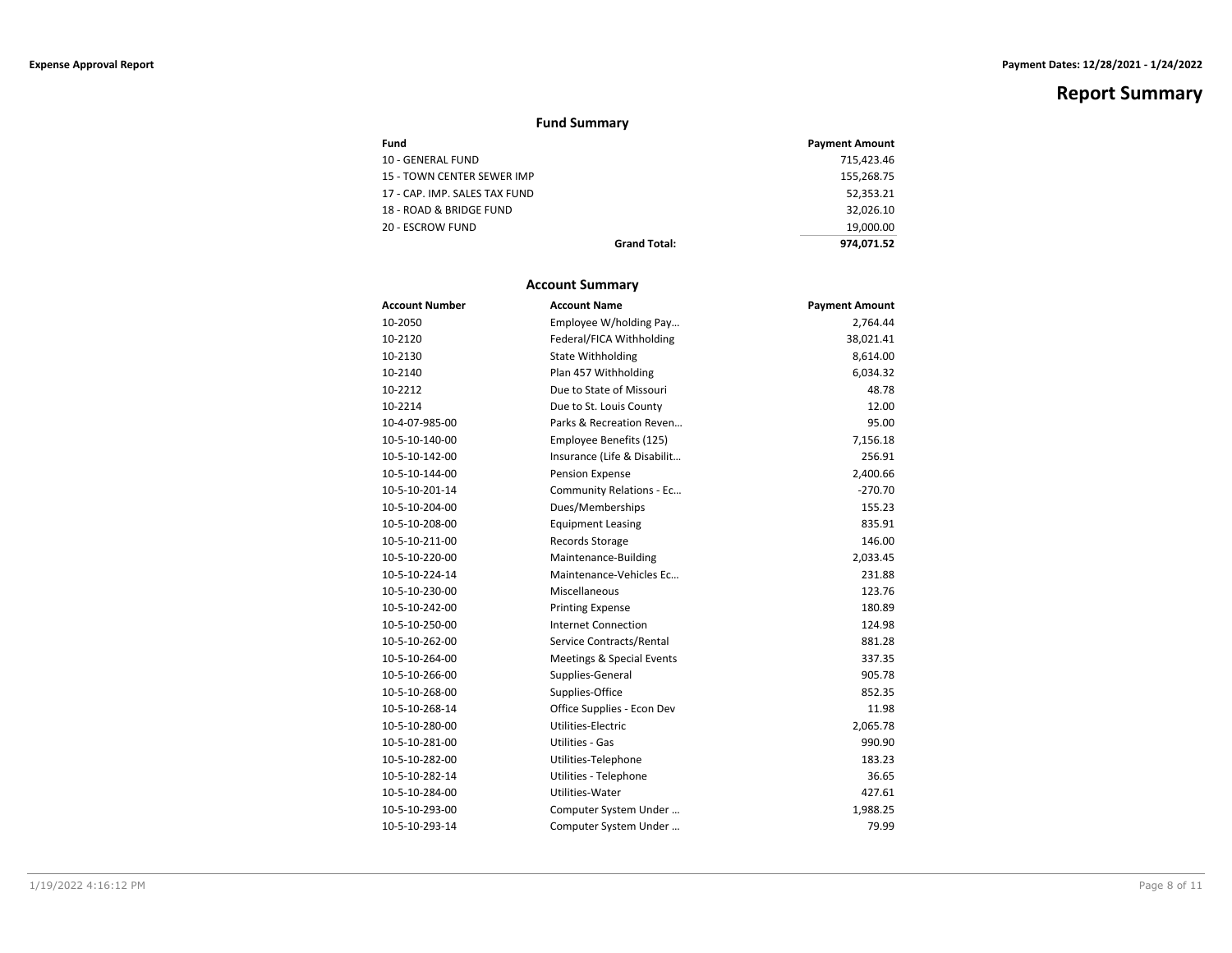**Expense Approval Report** | **Payment Dates: 12/28/2021 - 1/24/2022**

# Report Summary

## Fund Summary

| Fund | Payment Amount |
|---|---|
| 10 - GENERAL FUND | 715,423.46 |
| 15 - TOWN CENTER SEWER IMP | 155,268.75 |
| 17 - CAP. IMP. SALES TAX FUND | 52,353.21 |
| 18 - ROAD & BRIDGE FUND | 32,026.10 |
| 20 - ESCROW FUND | 19,000.00 |
| **Grand Total:** | **974,071.52** |

## Account Summary

| Account Number | Account Name | Payment Amount |
|---|---|---|
| 10-2050 | Employee W/holding Pay… | 2,764.44 |
| 10-2120 | Federal/FICA Withholding | 38,021.41 |
| 10-2130 | State Withholding | 8,614.00 |
| 10-2140 | Plan 457 Withholding | 6,034.32 |
| 10-2212 | Due to State of Missouri | 48.78 |
| 10-2214 | Due to St. Louis County | 12.00 |
| 10-4-07-985-00 | Parks & Recreation Reven… | 95.00 |
| 10-5-10-140-00 | Employee Benefits (125) | 7,156.18 |
| 10-5-10-142-00 | Insurance (Life & Disabilit… | 256.91 |
| 10-5-10-144-00 | Pension Expense | 2,400.66 |
| 10-5-10-201-14 | Community Relations - Ec… | -270.70 |
| 10-5-10-204-00 | Dues/Memberships | 155.23 |
| 10-5-10-208-00 | Equipment Leasing | 835.91 |
| 10-5-10-211-00 | Records Storage | 146.00 |
| 10-5-10-220-00 | Maintenance-Building | 2,033.45 |
| 10-5-10-224-14 | Maintenance-Vehicles Ec… | 231.88 |
| 10-5-10-230-00 | Miscellaneous | 123.76 |
| 10-5-10-242-00 | Printing Expense | 180.89 |
| 10-5-10-250-00 | Internet Connection | 124.98 |
| 10-5-10-262-00 | Service Contracts/Rental | 881.28 |
| 10-5-10-264-00 | Meetings & Special Events | 337.35 |
| 10-5-10-266-00 | Supplies-General | 905.78 |
| 10-5-10-268-00 | Supplies-Office | 852.35 |
| 10-5-10-268-14 | Office Supplies - Econ Dev | 11.98 |
| 10-5-10-280-00 | Utilities-Electric | 2,065.78 |
| 10-5-10-281-00 | Utilities - Gas | 990.90 |
| 10-5-10-282-00 | Utilities-Telephone | 183.23 |
| 10-5-10-282-14 | Utilities - Telephone | 36.65 |
| 10-5-10-284-00 | Utilities-Water | 427.61 |
| 10-5-10-293-00 | Computer System Under … | 1,988.25 |
| 10-5-10-293-14 | Computer System Under … | 79.99 |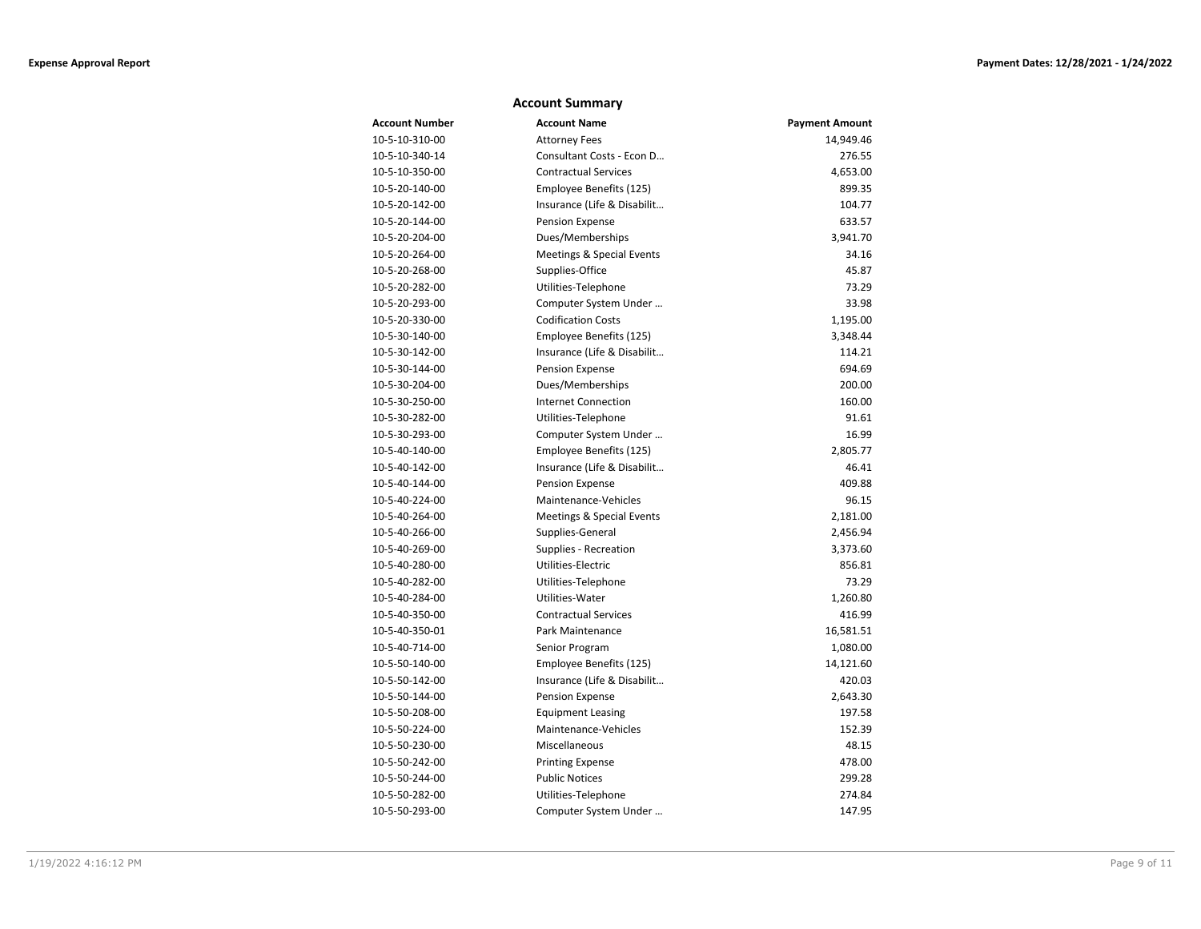## Account Summary

| Account Number | Account Name | Payment Amount |
|---|---|---|
| 10-5-10-310-00 | Attorney Fees | 14,949.46 |
| 10-5-10-340-14 | Consultant Costs - Econ D… | 276.55 |
| 10-5-10-350-00 | Contractual Services | 4,653.00 |
| 10-5-20-140-00 | Employee Benefits (125) | 899.35 |
| 10-5-20-142-00 | Insurance (Life & Disabilit… | 104.77 |
| 10-5-20-144-00 | Pension Expense | 633.57 |
| 10-5-20-204-00 | Dues/Memberships | 3,941.70 |
| 10-5-20-264-00 | Meetings & Special Events | 34.16 |
| 10-5-20-268-00 | Supplies-Office | 45.87 |
| 10-5-20-282-00 | Utilities-Telephone | 73.29 |
| 10-5-20-293-00 | Computer System Under … | 33.98 |
| 10-5-20-330-00 | Codification Costs | 1,195.00 |
| 10-5-30-140-00 | Employee Benefits (125) | 3,348.44 |
| 10-5-30-142-00 | Insurance (Life & Disabilit… | 114.21 |
| 10-5-30-144-00 | Pension Expense | 694.69 |
| 10-5-30-204-00 | Dues/Memberships | 200.00 |
| 10-5-30-250-00 | Internet Connection | 160.00 |
| 10-5-30-282-00 | Utilities-Telephone | 91.61 |
| 10-5-30-293-00 | Computer System Under … | 16.99 |
| 10-5-40-140-00 | Employee Benefits (125) | 2,805.77 |
| 10-5-40-142-00 | Insurance (Life & Disabilit… | 46.41 |
| 10-5-40-144-00 | Pension Expense | 409.88 |
| 10-5-40-224-00 | Maintenance-Vehicles | 96.15 |
| 10-5-40-264-00 | Meetings & Special Events | 2,181.00 |
| 10-5-40-266-00 | Supplies-General | 2,456.94 |
| 10-5-40-269-00 | Supplies - Recreation | 3,373.60 |
| 10-5-40-280-00 | Utilities-Electric | 856.81 |
| 10-5-40-282-00 | Utilities-Telephone | 73.29 |
| 10-5-40-284-00 | Utilities-Water | 1,260.80 |
| 10-5-40-350-00 | Contractual Services | 416.99 |
| 10-5-40-350-01 | Park Maintenance | 16,581.51 |
| 10-5-40-714-00 | Senior Program | 1,080.00 |
| 10-5-50-140-00 | Employee Benefits (125) | 14,121.60 |
| 10-5-50-142-00 | Insurance (Life & Disabilit… | 420.03 |
| 10-5-50-144-00 | Pension Expense | 2,643.30 |
| 10-5-50-208-00 | Equipment Leasing | 197.58 |
| 10-5-50-224-00 | Maintenance-Vehicles | 152.39 |
| 10-5-50-230-00 | Miscellaneous | 48.15 |
| 10-5-50-242-00 | Printing Expense | 478.00 |
| 10-5-50-244-00 | Public Notices | 299.28 |
| 10-5-50-282-00 | Utilities-Telephone | 274.84 |
| 10-5-50-293-00 | Computer System Under … | 147.95 |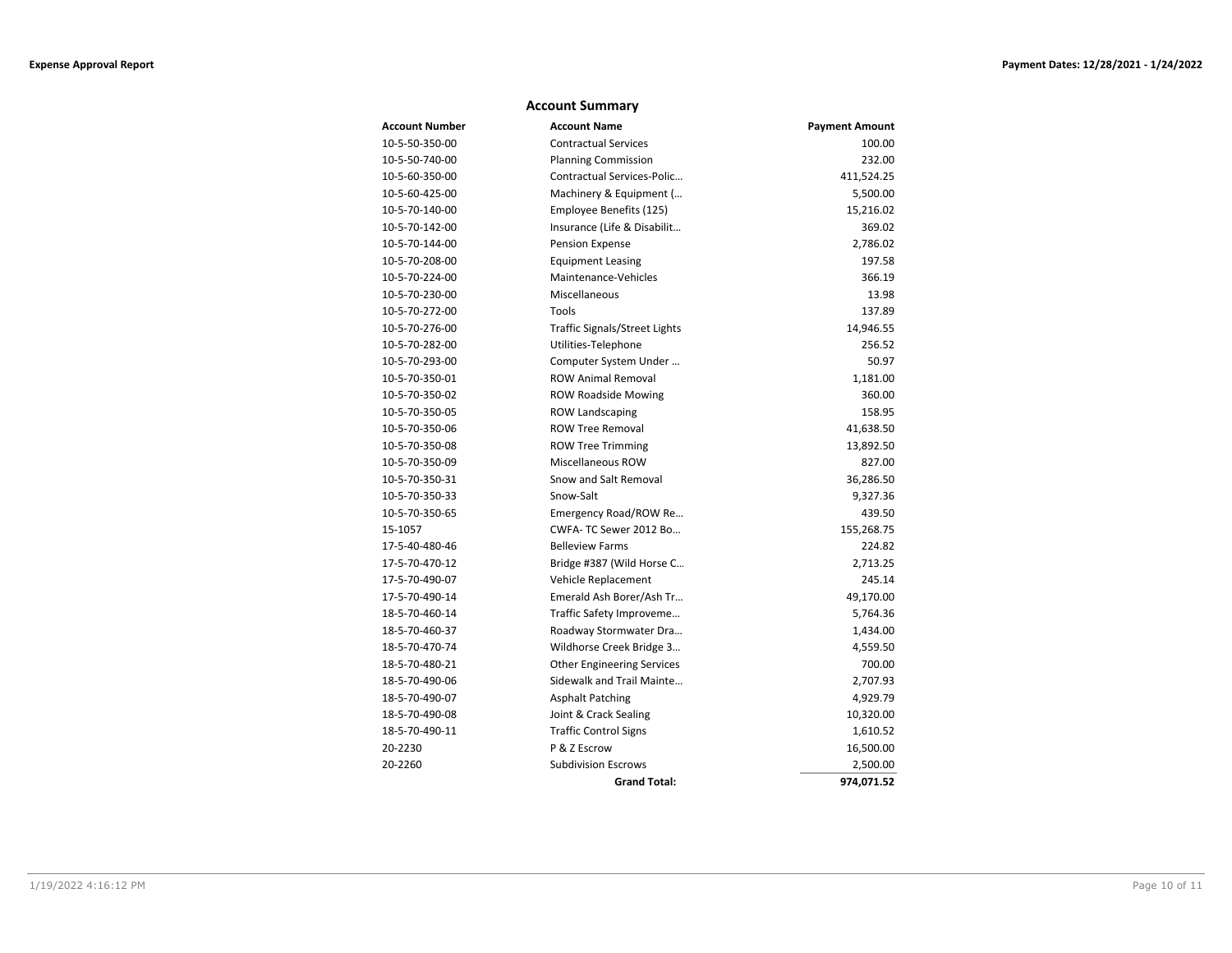## Account Summary

| Account Number | Account Name | Payment Amount |
|---|---|---|
| 10-5-50-350-00 | Contractual Services | 100.00 |
| 10-5-50-740-00 | Planning Commission | 232.00 |
| 10-5-60-350-00 | Contractual Services-Polic… | 411,524.25 |
| 10-5-60-425-00 | Machinery & Equipment (… | 5,500.00 |
| 10-5-70-140-00 | Employee Benefits (125) | 15,216.02 |
| 10-5-70-142-00 | Insurance (Life & Disabilit… | 369.02 |
| 10-5-70-144-00 | Pension Expense | 2,786.02 |
| 10-5-70-208-00 | Equipment Leasing | 197.58 |
| 10-5-70-224-00 | Maintenance-Vehicles | 366.19 |
| 10-5-70-230-00 | Miscellaneous | 13.98 |
| 10-5-70-272-00 | Tools | 137.89 |
| 10-5-70-276-00 | Traffic Signals/Street Lights | 14,946.55 |
| 10-5-70-282-00 | Utilities-Telephone | 256.52 |
| 10-5-70-293-00 | Computer System Under … | 50.97 |
| 10-5-70-350-01 | ROW Animal Removal | 1,181.00 |
| 10-5-70-350-02 | ROW Roadside Mowing | 360.00 |
| 10-5-70-350-05 | ROW Landscaping | 158.95 |
| 10-5-70-350-06 | ROW Tree Removal | 41,638.50 |
| 10-5-70-350-08 | ROW Tree Trimming | 13,892.50 |
| 10-5-70-350-09 | Miscellaneous ROW | 827.00 |
| 10-5-70-350-31 | Snow and Salt Removal | 36,286.50 |
| 10-5-70-350-33 | Snow-Salt | 9,327.36 |
| 10-5-70-350-65 | Emergency Road/ROW Re… | 439.50 |
| 15-1057 | CWFA- TC Sewer 2012 Bo… | 155,268.75 |
| 17-5-40-480-46 | Belleview Farms | 224.82 |
| 17-5-70-470-12 | Bridge #387 (Wild Horse C… | 2,713.25 |
| 17-5-70-490-07 | Vehicle Replacement | 245.14 |
| 17-5-70-490-14 | Emerald Ash Borer/Ash Tr… | 49,170.00 |
| 18-5-70-460-14 | Traffic Safety Improveme… | 5,764.36 |
| 18-5-70-460-37 | Roadway Stormwater Dra… | 1,434.00 |
| 18-5-70-470-74 | Wildhorse Creek Bridge 3… | 4,559.50 |
| 18-5-70-480-21 | Other Engineering Services | 700.00 |
| 18-5-70-490-06 | Sidewalk and Trail Mainte… | 2,707.93 |
| 18-5-70-490-07 | Asphalt Patching | 4,929.79 |
| 18-5-70-490-08 | Joint & Crack Sealing | 10,320.00 |
| 18-5-70-490-11 | Traffic Control Signs | 1,610.52 |
| 20-2230 | P & Z Escrow | 16,500.00 |
| 20-2260 | Subdivision Escrows | 2,500.00 |
| | **Grand Total:** | **974,071.52** |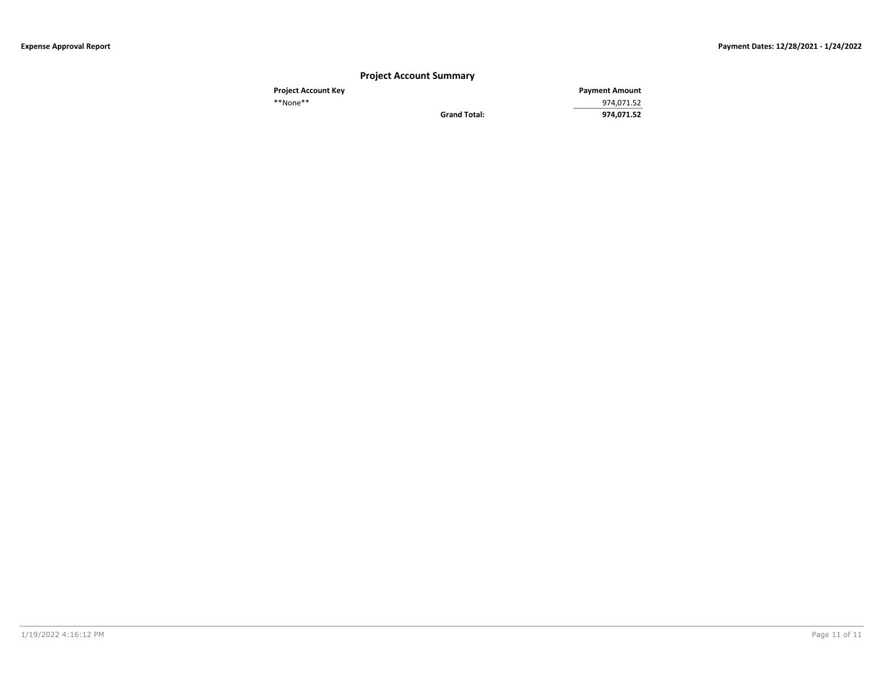## Project Account Summary

| Project Account Key | | Payment Amount |
|---|---|---|
| **None** | | 974,071.52 |
| | **Grand Total:** | **974,071.52** |